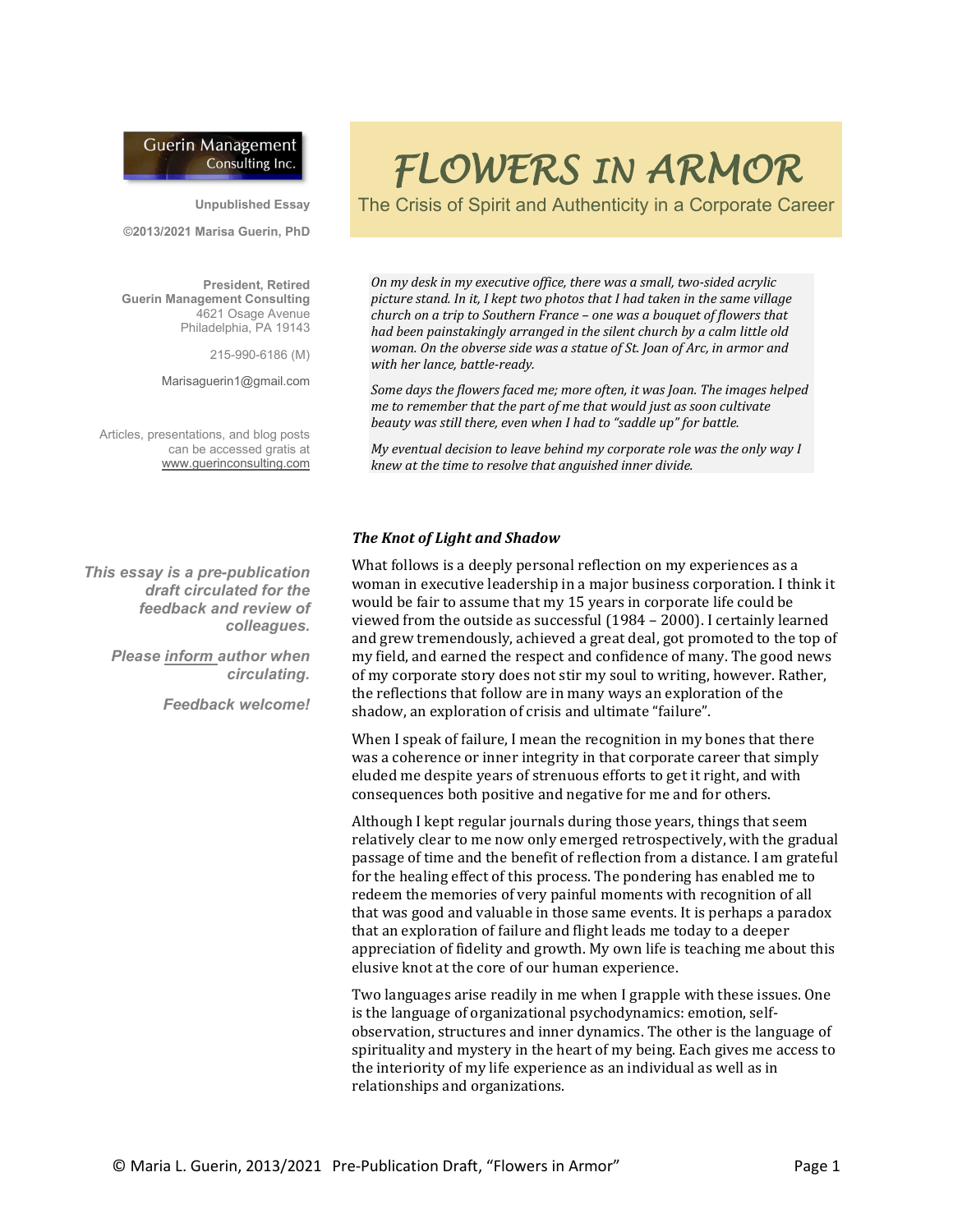Guerin Management Consulting Inc.

**Unpublished Essay**

**©2013/2021 Marisa Guerin, PhD**

**President, Retired**
**Guerin Management Consulting**
4621 Osage Avenue
Philadelphia, PA 19143

215-990-6186 (M)

Marisaguerin1@gmail.com

Articles, presentations, and blog posts can be accessed gratis at www.guerinconsulting.com

***This essay is a pre-publication draft circulated for the feedback and review of colleagues.***

***Please inform author when circulating.***

***Feedback welcome!***

# FLOWERS IN ARMOR

## The Crisis of Spirit and Authenticity in a Corporate Career

*On my desk in my executive office, there was a small, two-sided acrylic picture stand. In it, I kept two photos that I had taken in the same village church on a trip to Southern France – one was a bouquet of flowers that had been painstakingly arranged in the silent church by a calm little old woman. On the obverse side was a statue of St. Joan of Arc, in armor and with her lance, battle-ready.*

*Some days the flowers faced me; more often, it was Joan. The images helped me to remember that the part of me that would just as soon cultivate beauty was still there, even when I had to "saddle up" for battle.*

*My eventual decision to leave behind my corporate role was the only way I knew at the time to resolve that anguished inner divide.*

### *The Knot of Light and Shadow*

What follows is a deeply personal reflection on my experiences as a woman in executive leadership in a major business corporation. I think it would be fair to assume that my 15 years in corporate life could be viewed from the outside as successful (1984 – 2000). I certainly learned and grew tremendously, achieved a great deal, got promoted to the top of my field, and earned the respect and confidence of many. The good news of my corporate story does not stir my soul to writing, however. Rather, the reflections that follow are in many ways an exploration of the shadow, an exploration of crisis and ultimate "failure".

When I speak of failure, I mean the recognition in my bones that there was a coherence or inner integrity in that corporate career that simply eluded me despite years of strenuous efforts to get it right, and with consequences both positive and negative for me and for others.

Although I kept regular journals during those years, things that seem relatively clear to me now only emerged retrospectively, with the gradual passage of time and the benefit of reflection from a distance. I am grateful for the healing effect of this process. The pondering has enabled me to redeem the memories of very painful moments with recognition of all that was good and valuable in those same events. It is perhaps a paradox that an exploration of failure and flight leads me today to a deeper appreciation of fidelity and growth. My own life is teaching me about this elusive knot at the core of our human experience.

Two languages arise readily in me when I grapple with these issues. One is the language of organizational psychodynamics: emotion, self-observation, structures and inner dynamics. The other is the language of spirituality and mystery in the heart of my being. Each gives me access to the interiority of my life experience as an individual as well as in relationships and organizations.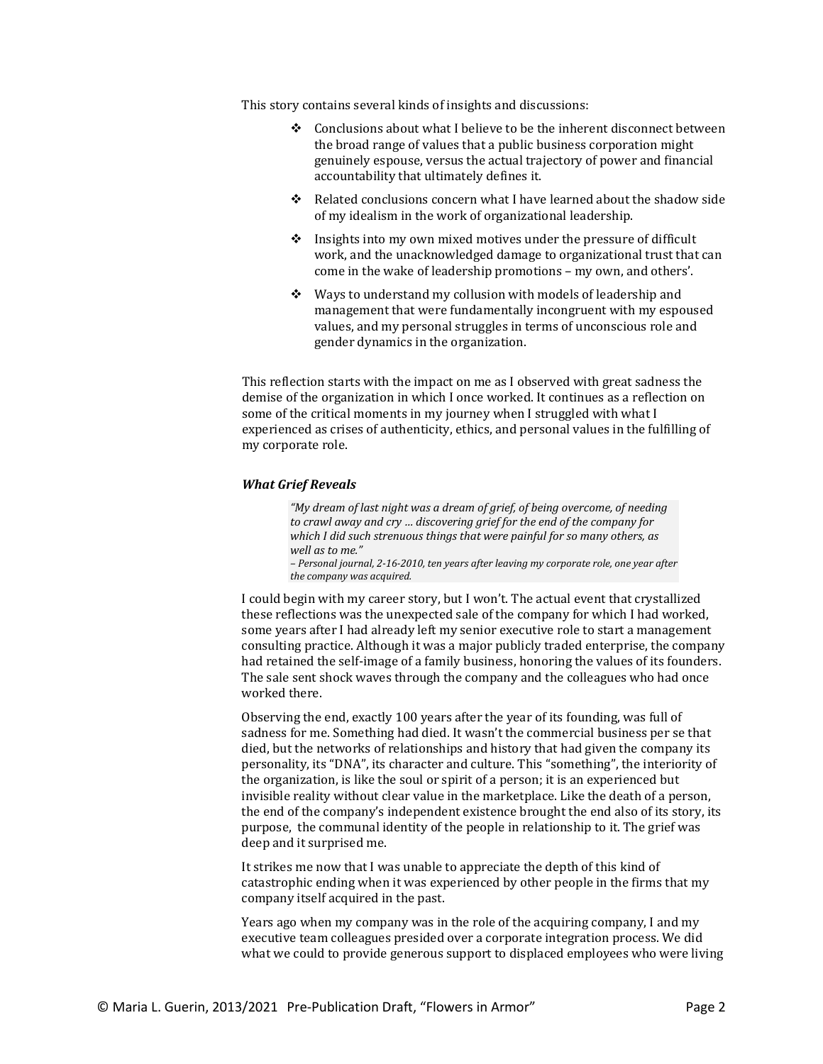This story contains several kinds of insights and discussions:

- Conclusions about what I believe to be the inherent disconnect between the broad range of values that a public business corporation might genuinely espouse, versus the actual trajectory of power and financial accountability that ultimately defines it.
- Related conclusions concern what I have learned about the shadow side of my idealism in the work of organizational leadership.
- Insights into my own mixed motives under the pressure of difficult work, and the unacknowledged damage to organizational trust that can come in the wake of leadership promotions – my own, and others'.
- Ways to understand my collusion with models of leadership and management that were fundamentally incongruent with my espoused values, and my personal struggles in terms of unconscious role and gender dynamics in the organization.

This reflection starts with the impact on me as I observed with great sadness the demise of the organization in which I once worked. It continues as a reflection on some of the critical moments in my journey when I struggled with what I experienced as crises of authenticity, ethics, and personal values in the fulfilling of my corporate role.

### *What Grief Reveals*

> *"My dream of last night was a dream of grief, of being overcome, of needing to crawl away and cry … discovering grief for the end of the company for which I did such strenuous things that were painful for so many others, as well as to me."*
> *– Personal journal, 2-16-2010, ten years after leaving my corporate role, one year after the company was acquired.*

I could begin with my career story, but I won't. The actual event that crystallized these reflections was the unexpected sale of the company for which I had worked, some years after I had already left my senior executive role to start a management consulting practice. Although it was a major publicly traded enterprise, the company had retained the self-image of a family business, honoring the values of its founders. The sale sent shock waves through the company and the colleagues who had once worked there.

Observing the end, exactly 100 years after the year of its founding, was full of sadness for me. Something had died. It wasn't the commercial business per se that died, but the networks of relationships and history that had given the company its personality, its "DNA", its character and culture. This "something", the interiority of the organization, is like the soul or spirit of a person; it is an experienced but invisible reality without clear value in the marketplace. Like the death of a person, the end of the company's independent existence brought the end also of its story, its purpose, the communal identity of the people in relationship to it. The grief was deep and it surprised me.

It strikes me now that I was unable to appreciate the depth of this kind of catastrophic ending when it was experienced by other people in the firms that my company itself acquired in the past.

Years ago when my company was in the role of the acquiring company, I and my executive team colleagues presided over a corporate integration process. We did what we could to provide generous support to displaced employees who were living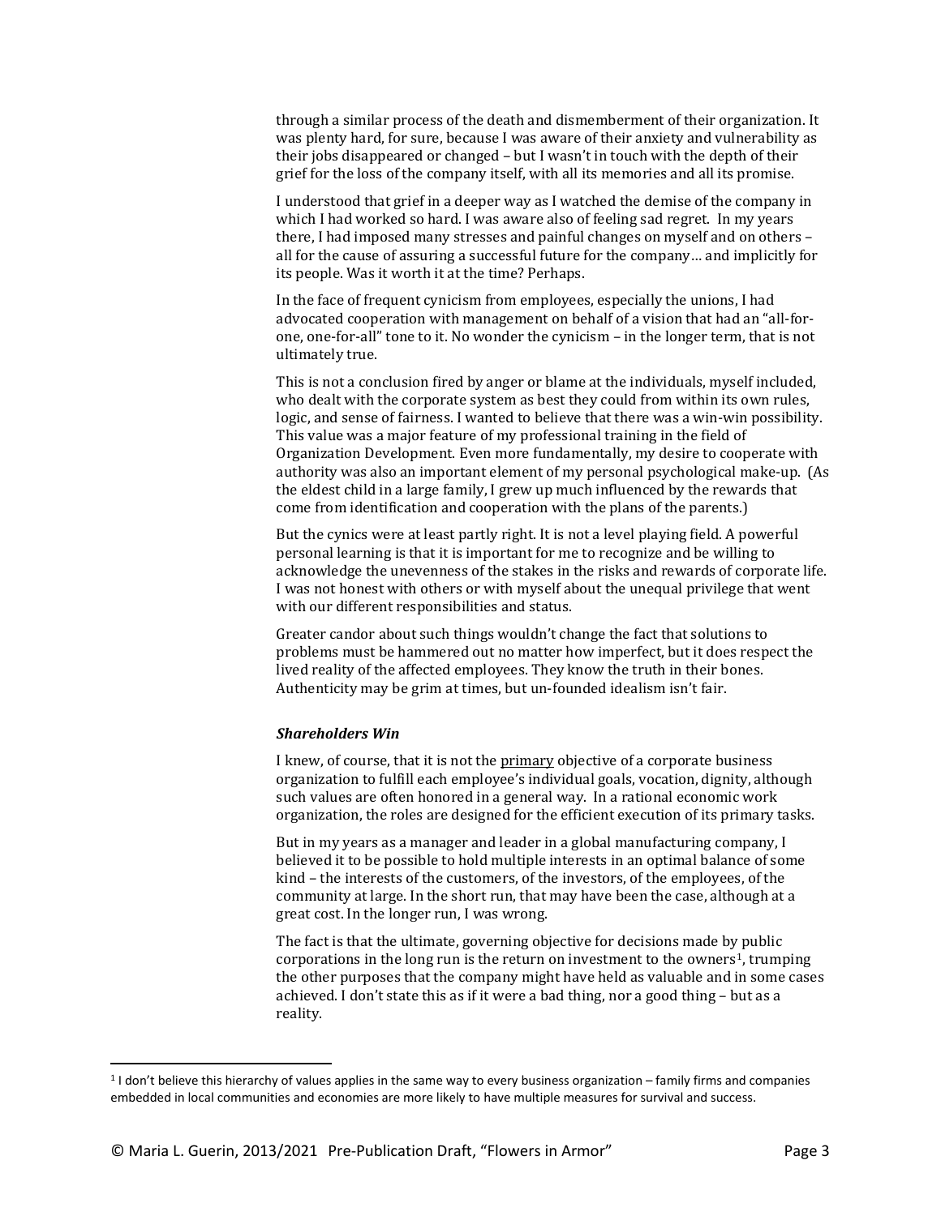through a similar process of the death and dismemberment of their organization. It was plenty hard, for sure, because I was aware of their anxiety and vulnerability as their jobs disappeared or changed – but I wasn't in touch with the depth of their grief for the loss of the company itself, with all its memories and all its promise.

I understood that grief in a deeper way as I watched the demise of the company in which I had worked so hard. I was aware also of feeling sad regret. In my years there, I had imposed many stresses and painful changes on myself and on others – all for the cause of assuring a successful future for the company… and implicitly for its people. Was it worth it at the time? Perhaps.

In the face of frequent cynicism from employees, especially the unions, I had advocated cooperation with management on behalf of a vision that had an "all-for-one, one-for-all" tone to it. No wonder the cynicism – in the longer term, that is not ultimately true.

This is not a conclusion fired by anger or blame at the individuals, myself included, who dealt with the corporate system as best they could from within its own rules, logic, and sense of fairness. I wanted to believe that there was a win-win possibility. This value was a major feature of my professional training in the field of Organization Development. Even more fundamentally, my desire to cooperate with authority was also an important element of my personal psychological make-up. (As the eldest child in a large family, I grew up much influenced by the rewards that come from identification and cooperation with the plans of the parents.)

But the cynics were at least partly right. It is not a level playing field. A powerful personal learning is that it is important for me to recognize and be willing to acknowledge the unevenness of the stakes in the risks and rewards of corporate life. I was not honest with others or with myself about the unequal privilege that went with our different responsibilities and status.

Greater candor about such things wouldn't change the fact that solutions to problems must be hammered out no matter how imperfect, but it does respect the lived reality of the affected employees. They know the truth in their bones. Authenticity may be grim at times, but un-founded idealism isn't fair.

### *Shareholders Win*

I knew, of course, that it is not the <u>primary</u> objective of a corporate business organization to fulfill each employee's individual goals, vocation, dignity, although such values are often honored in a general way. In a rational economic work organization, the roles are designed for the efficient execution of its primary tasks.

But in my years as a manager and leader in a global manufacturing company, I believed it to be possible to hold multiple interests in an optimal balance of some kind – the interests of the customers, of the investors, of the employees, of the community at large. In the short run, that may have been the case, although at a great cost. In the longer run, I was wrong.

The fact is that the ultimate, governing objective for decisions made by public corporations in the long run is the return on investment to the owners[1], trumping the other purposes that the company might have held as valuable and in some cases achieved. I don't state this as if it were a bad thing, nor a good thing – but as a reality.

---

[1] I don't believe this hierarchy of values applies in the same way to every business organization – family firms and companies embedded in local communities and economies are more likely to have multiple measures for survival and success.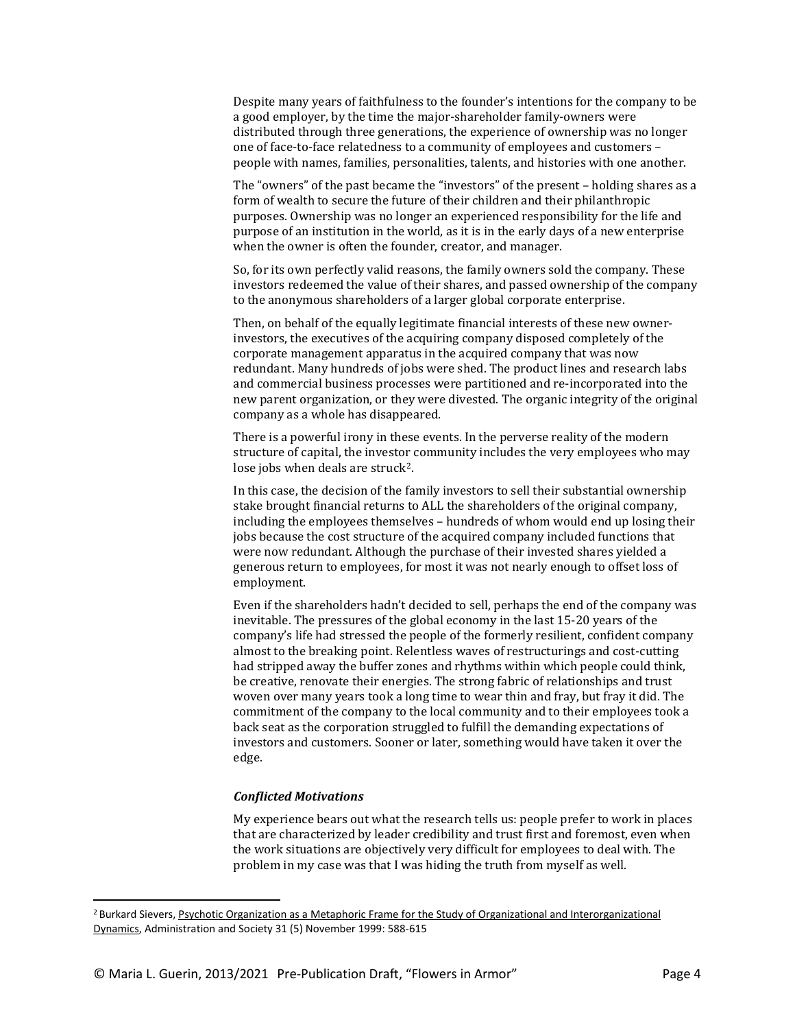Despite many years of faithfulness to the founder's intentions for the company to be a good employer, by the time the major-shareholder family-owners were distributed through three generations, the experience of ownership was no longer one of face-to-face relatedness to a community of employees and customers – people with names, families, personalities, talents, and histories with one another.

The "owners" of the past became the "investors" of the present – holding shares as a form of wealth to secure the future of their children and their philanthropic purposes. Ownership was no longer an experienced responsibility for the life and purpose of an institution in the world, as it is in the early days of a new enterprise when the owner is often the founder, creator, and manager.

So, for its own perfectly valid reasons, the family owners sold the company. These investors redeemed the value of their shares, and passed ownership of the company to the anonymous shareholders of a larger global corporate enterprise.

Then, on behalf of the equally legitimate financial interests of these new owner-investors, the executives of the acquiring company disposed completely of the corporate management apparatus in the acquired company that was now redundant. Many hundreds of jobs were shed. The product lines and research labs and commercial business processes were partitioned and re-incorporated into the new parent organization, or they were divested. The organic integrity of the original company as a whole has disappeared.

There is a powerful irony in these events. In the perverse reality of the modern structure of capital, the investor community includes the very employees who may lose jobs when deals are struck[2].

In this case, the decision of the family investors to sell their substantial ownership stake brought financial returns to ALL the shareholders of the original company, including the employees themselves – hundreds of whom would end up losing their jobs because the cost structure of the acquired company included functions that were now redundant. Although the purchase of their invested shares yielded a generous return to employees, for most it was not nearly enough to offset loss of employment.

Even if the shareholders hadn't decided to sell, perhaps the end of the company was inevitable. The pressures of the global economy in the last 15-20 years of the company's life had stressed the people of the formerly resilient, confident company almost to the breaking point. Relentless waves of restructurings and cost-cutting had stripped away the buffer zones and rhythms within which people could think, be creative, renovate their energies. The strong fabric of relationships and trust woven over many years took a long time to wear thin and fray, but fray it did. The commitment of the company to the local community and to their employees took a back seat as the corporation struggled to fulfill the demanding expectations of investors and customers. Sooner or later, something would have taken it over the edge.

### *Conflicted Motivations*

My experience bears out what the research tells us: people prefer to work in places that are characterized by leader credibility and trust first and foremost, even when the work situations are objectively very difficult for employees to deal with. The problem in my case was that I was hiding the truth from myself as well.

---

[2] Burkard Sievers, Psychotic Organization as a Metaphoric Frame for the Study of Organizational and Interorganizational Dynamics, Administration and Society 31 (5) November 1999: 588-615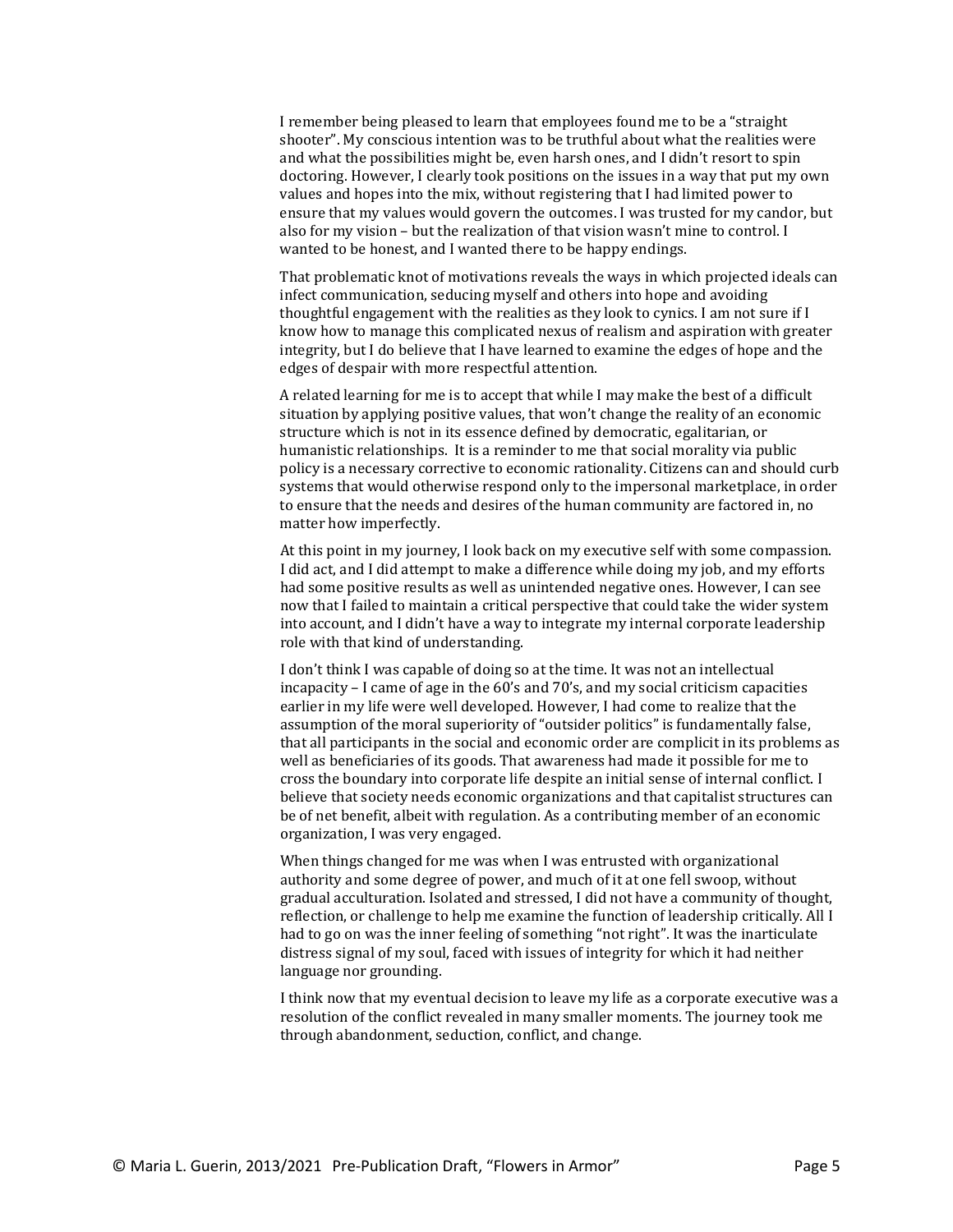I remember being pleased to learn that employees found me to be a "straight shooter". My conscious intention was to be truthful about what the realities were and what the possibilities might be, even harsh ones, and I didn't resort to spin doctoring. However, I clearly took positions on the issues in a way that put my own values and hopes into the mix, without registering that I had limited power to ensure that my values would govern the outcomes. I was trusted for my candor, but also for my vision – but the realization of that vision wasn't mine to control. I wanted to be honest, and I wanted there to be happy endings.

That problematic knot of motivations reveals the ways in which projected ideals can infect communication, seducing myself and others into hope and avoiding thoughtful engagement with the realities as they look to cynics. I am not sure if I know how to manage this complicated nexus of realism and aspiration with greater integrity, but I do believe that I have learned to examine the edges of hope and the edges of despair with more respectful attention.

A related learning for me is to accept that while I may make the best of a difficult situation by applying positive values, that won't change the reality of an economic structure which is not in its essence defined by democratic, egalitarian, or humanistic relationships. It is a reminder to me that social morality via public policy is a necessary corrective to economic rationality. Citizens can and should curb systems that would otherwise respond only to the impersonal marketplace, in order to ensure that the needs and desires of the human community are factored in, no matter how imperfectly.

At this point in my journey, I look back on my executive self with some compassion. I did act, and I did attempt to make a difference while doing my job, and my efforts had some positive results as well as unintended negative ones. However, I can see now that I failed to maintain a critical perspective that could take the wider system into account, and I didn't have a way to integrate my internal corporate leadership role with that kind of understanding.

I don't think I was capable of doing so at the time. It was not an intellectual incapacity – I came of age in the 60's and 70's, and my social criticism capacities earlier in my life were well developed. However, I had come to realize that the assumption of the moral superiority of "outsider politics" is fundamentally false, that all participants in the social and economic order are complicit in its problems as well as beneficiaries of its goods. That awareness had made it possible for me to cross the boundary into corporate life despite an initial sense of internal conflict. I believe that society needs economic organizations and that capitalist structures can be of net benefit, albeit with regulation. As a contributing member of an economic organization, I was very engaged.

When things changed for me was when I was entrusted with organizational authority and some degree of power, and much of it at one fell swoop, without gradual acculturation. Isolated and stressed, I did not have a community of thought, reflection, or challenge to help me examine the function of leadership critically. All I had to go on was the inner feeling of something "not right". It was the inarticulate distress signal of my soul, faced with issues of integrity for which it had neither language nor grounding.

I think now that my eventual decision to leave my life as a corporate executive was a resolution of the conflict revealed in many smaller moments. The journey took me through abandonment, seduction, conflict, and change.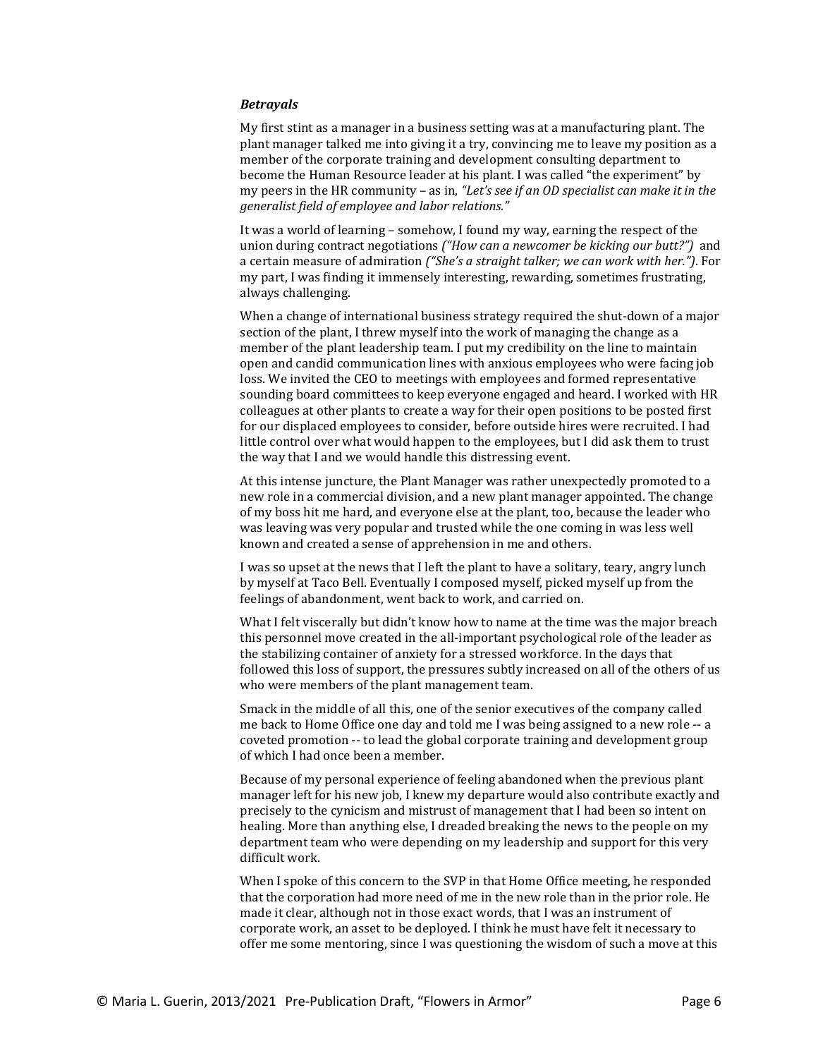***Betrayals***

My first stint as a manager in a business setting was at a manufacturing plant. The plant manager talked me into giving it a try, convincing me to leave my position as a member of the corporate training and development consulting department to become the Human Resource leader at his plant. I was called "the experiment" by my peers in the HR community – as in, *"Let's see if an OD specialist can make it in the generalist field of employee and labor relations."*

It was a world of learning – somehow, I found my way, earning the respect of the union during contract negotiations *("How can a newcomer be kicking our butt?")* and a certain measure of admiration *("She's a straight talker; we can work with her.")*. For my part, I was finding it immensely interesting, rewarding, sometimes frustrating, always challenging.

When a change of international business strategy required the shut-down of a major section of the plant, I threw myself into the work of managing the change as a member of the plant leadership team. I put my credibility on the line to maintain open and candid communication lines with anxious employees who were facing job loss. We invited the CEO to meetings with employees and formed representative sounding board committees to keep everyone engaged and heard. I worked with HR colleagues at other plants to create a way for their open positions to be posted first for our displaced employees to consider, before outside hires were recruited. I had little control over what would happen to the employees, but I did ask them to trust the way that I and we would handle this distressing event.

At this intense juncture, the Plant Manager was rather unexpectedly promoted to a new role in a commercial division, and a new plant manager appointed. The change of my boss hit me hard, and everyone else at the plant, too, because the leader who was leaving was very popular and trusted while the one coming in was less well known and created a sense of apprehension in me and others.

I was so upset at the news that I left the plant to have a solitary, teary, angry lunch by myself at Taco Bell. Eventually I composed myself, picked myself up from the feelings of abandonment, went back to work, and carried on.

What I felt viscerally but didn't know how to name at the time was the major breach this personnel move created in the all-important psychological role of the leader as the stabilizing container of anxiety for a stressed workforce. In the days that followed this loss of support, the pressures subtly increased on all of the others of us who were members of the plant management team.

Smack in the middle of all this, one of the senior executives of the company called me back to Home Office one day and told me I was being assigned to a new role -- a coveted promotion -- to lead the global corporate training and development group of which I had once been a member.

Because of my personal experience of feeling abandoned when the previous plant manager left for his new job, I knew my departure would also contribute exactly and precisely to the cynicism and mistrust of management that I had been so intent on healing. More than anything else, I dreaded breaking the news to the people on my department team who were depending on my leadership and support for this very difficult work.

When I spoke of this concern to the SVP in that Home Office meeting, he responded that the corporation had more need of me in the new role than in the prior role. He made it clear, although not in those exact words, that I was an instrument of corporate work, an asset to be deployed. I think he must have felt it necessary to offer me some mentoring, since I was questioning the wisdom of such a move at this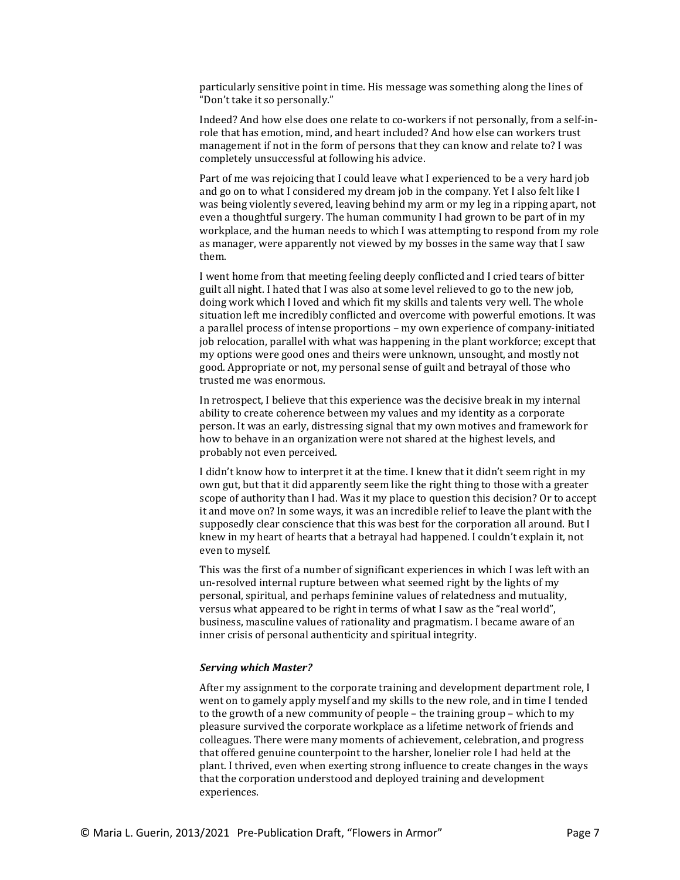particularly sensitive point in time. His message was something along the lines of "Don't take it so personally."

Indeed? And how else does one relate to co-workers if not personally, from a self-in-role that has emotion, mind, and heart included? And how else can workers trust management if not in the form of persons that they can know and relate to? I was completely unsuccessful at following his advice.

Part of me was rejoicing that I could leave what I experienced to be a very hard job and go on to what I considered my dream job in the company. Yet I also felt like I was being violently severed, leaving behind my arm or my leg in a ripping apart, not even a thoughtful surgery. The human community I had grown to be part of in my workplace, and the human needs to which I was attempting to respond from my role as manager, were apparently not viewed by my bosses in the same way that I saw them.

I went home from that meeting feeling deeply conflicted and I cried tears of bitter guilt all night. I hated that I was also at some level relieved to go to the new job, doing work which I loved and which fit my skills and talents very well. The whole situation left me incredibly conflicted and overcome with powerful emotions. It was a parallel process of intense proportions – my own experience of company-initiated job relocation, parallel with what was happening in the plant workforce; except that my options were good ones and theirs were unknown, unsought, and mostly not good. Appropriate or not, my personal sense of guilt and betrayal of those who trusted me was enormous.

In retrospect, I believe that this experience was the decisive break in my internal ability to create coherence between my values and my identity as a corporate person. It was an early, distressing signal that my own motives and framework for how to behave in an organization were not shared at the highest levels, and probably not even perceived.

I didn't know how to interpret it at the time. I knew that it didn't seem right in my own gut, but that it did apparently seem like the right thing to those with a greater scope of authority than I had. Was it my place to question this decision? Or to accept it and move on? In some ways, it was an incredible relief to leave the plant with the supposedly clear conscience that this was best for the corporation all around. But I knew in my heart of hearts that a betrayal had happened. I couldn't explain it, not even to myself.

This was the first of a number of significant experiences in which I was left with an un-resolved internal rupture between what seemed right by the lights of my personal, spiritual, and perhaps feminine values of relatedness and mutuality, versus what appeared to be right in terms of what I saw as the "real world", business, masculine values of rationality and pragmatism. I became aware of an inner crisis of personal authenticity and spiritual integrity.

### *Serving which Master?*

After my assignment to the corporate training and development department role, I went on to gamely apply myself and my skills to the new role, and in time I tended to the growth of a new community of people – the training group – which to my pleasure survived the corporate workplace as a lifetime network of friends and colleagues. There were many moments of achievement, celebration, and progress that offered genuine counterpoint to the harsher, lonelier role I had held at the plant. I thrived, even when exerting strong influence to create changes in the ways that the corporation understood and deployed training and development experiences.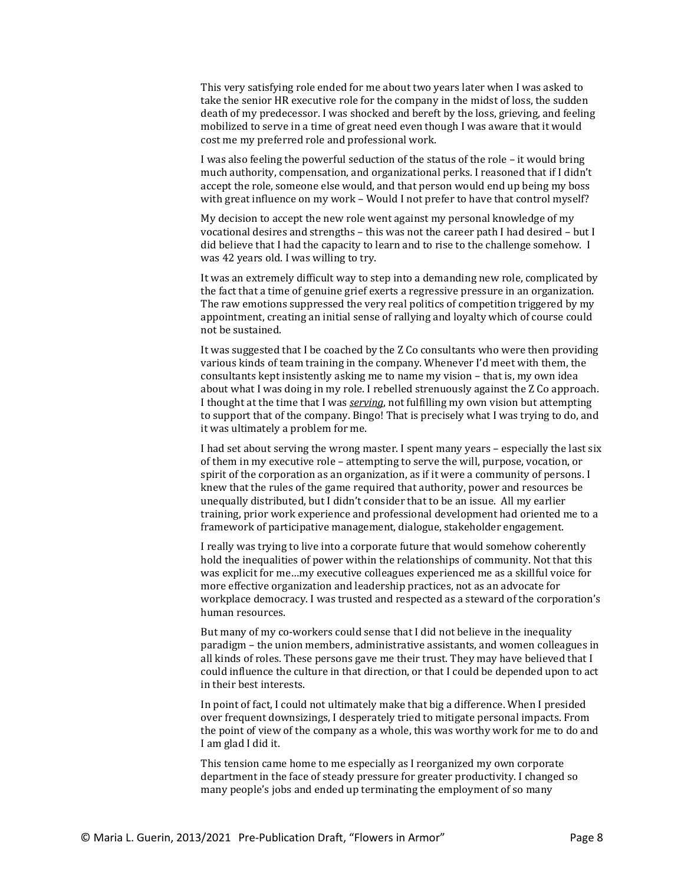This very satisfying role ended for me about two years later when I was asked to take the senior HR executive role for the company in the midst of loss, the sudden death of my predecessor. I was shocked and bereft by the loss, grieving, and feeling mobilized to serve in a time of great need even though I was aware that it would cost me my preferred role and professional work.

I was also feeling the powerful seduction of the status of the role – it would bring much authority, compensation, and organizational perks. I reasoned that if I didn't accept the role, someone else would, and that person would end up being my boss with great influence on my work – Would I not prefer to have that control myself?

My decision to accept the new role went against my personal knowledge of my vocational desires and strengths – this was not the career path I had desired – but I did believe that I had the capacity to learn and to rise to the challenge somehow. I was 42 years old. I was willing to try.

It was an extremely difficult way to step into a demanding new role, complicated by the fact that a time of genuine grief exerts a regressive pressure in an organization. The raw emotions suppressed the very real politics of competition triggered by my appointment, creating an initial sense of rallying and loyalty which of course could not be sustained.

It was suggested that I be coached by the Z Co consultants who were then providing various kinds of team training in the company. Whenever I'd meet with them, the consultants kept insistently asking me to name my vision – that is, my own idea about what I was doing in my role. I rebelled strenuously against the Z Co approach. I thought at the time that I was ***serving***, not fulfilling my own vision but attempting to support that of the company. Bingo! That is precisely what I was trying to do, and it was ultimately a problem for me.

I had set about serving the wrong master. I spent many years – especially the last six of them in my executive role – attempting to serve the will, purpose, vocation, or spirit of the corporation as an organization, as if it were a community of persons. I knew that the rules of the game required that authority, power and resources be unequally distributed, but I didn't consider that to be an issue. All my earlier training, prior work experience and professional development had oriented me to a framework of participative management, dialogue, stakeholder engagement.

I really was trying to live into a corporate future that would somehow coherently hold the inequalities of power within the relationships of community. Not that this was explicit for me…my executive colleagues experienced me as a skillful voice for more effective organization and leadership practices, not as an advocate for workplace democracy. I was trusted and respected as a steward of the corporation's human resources.

But many of my co-workers could sense that I did not believe in the inequality paradigm – the union members, administrative assistants, and women colleagues in all kinds of roles. These persons gave me their trust. They may have believed that I could influence the culture in that direction, or that I could be depended upon to act in their best interests.

In point of fact, I could not ultimately make that big a difference. When I presided over frequent downsizings, I desperately tried to mitigate personal impacts. From the point of view of the company as a whole, this was worthy work for me to do and I am glad I did it.

This tension came home to me especially as I reorganized my own corporate department in the face of steady pressure for greater productivity. I changed so many people's jobs and ended up terminating the employment of so many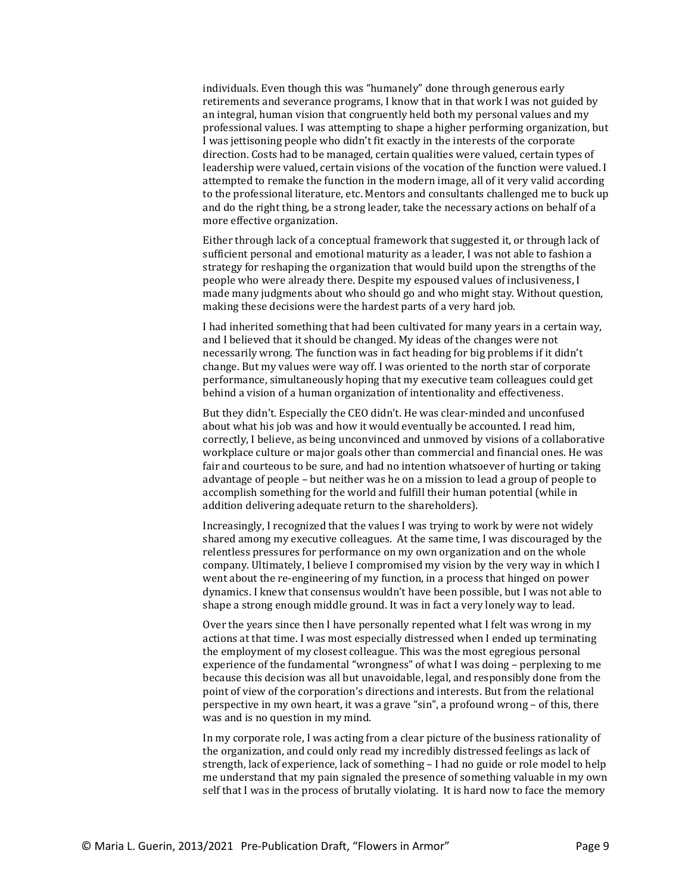individuals. Even though this was "humanely" done through generous early retirements and severance programs, I know that in that work I was not guided by an integral, human vision that congruently held both my personal values and my professional values. I was attempting to shape a higher performing organization, but I was jettisoning people who didn't fit exactly in the interests of the corporate direction. Costs had to be managed, certain qualities were valued, certain types of leadership were valued, certain visions of the vocation of the function were valued. I attempted to remake the function in the modern image, all of it very valid according to the professional literature, etc. Mentors and consultants challenged me to buck up and do the right thing, be a strong leader, take the necessary actions on behalf of a more effective organization.

Either through lack of a conceptual framework that suggested it, or through lack of sufficient personal and emotional maturity as a leader, I was not able to fashion a strategy for reshaping the organization that would build upon the strengths of the people who were already there. Despite my espoused values of inclusiveness, I made many judgments about who should go and who might stay. Without question, making these decisions were the hardest parts of a very hard job.

I had inherited something that had been cultivated for many years in a certain way, and I believed that it should be changed. My ideas of the changes were not necessarily wrong. The function was in fact heading for big problems if it didn't change. But my values were way off. I was oriented to the north star of corporate performance, simultaneously hoping that my executive team colleagues could get behind a vision of a human organization of intentionality and effectiveness.

But they didn't. Especially the CEO didn't. He was clear-minded and unconfused about what his job was and how it would eventually be accounted. I read him, correctly, I believe, as being unconvinced and unmoved by visions of a collaborative workplace culture or major goals other than commercial and financial ones. He was fair and courteous to be sure, and had no intention whatsoever of hurting or taking advantage of people – but neither was he on a mission to lead a group of people to accomplish something for the world and fulfill their human potential (while in addition delivering adequate return to the shareholders).

Increasingly, I recognized that the values I was trying to work by were not widely shared among my executive colleagues. At the same time, I was discouraged by the relentless pressures for performance on my own organization and on the whole company. Ultimately, I believe I compromised my vision by the very way in which I went about the re-engineering of my function, in a process that hinged on power dynamics. I knew that consensus wouldn't have been possible, but I was not able to shape a strong enough middle ground. It was in fact a very lonely way to lead.

Over the years since then I have personally repented what I felt was wrong in my actions at that time. I was most especially distressed when I ended up terminating the employment of my closest colleague. This was the most egregious personal experience of the fundamental "wrongness" of what I was doing – perplexing to me because this decision was all but unavoidable, legal, and responsibly done from the point of view of the corporation's directions and interests. But from the relational perspective in my own heart, it was a grave "sin", a profound wrong – of this, there was and is no question in my mind.

In my corporate role, I was acting from a clear picture of the business rationality of the organization, and could only read my incredibly distressed feelings as lack of strength, lack of experience, lack of something – I had no guide or role model to help me understand that my pain signaled the presence of something valuable in my own self that I was in the process of brutally violating. It is hard now to face the memory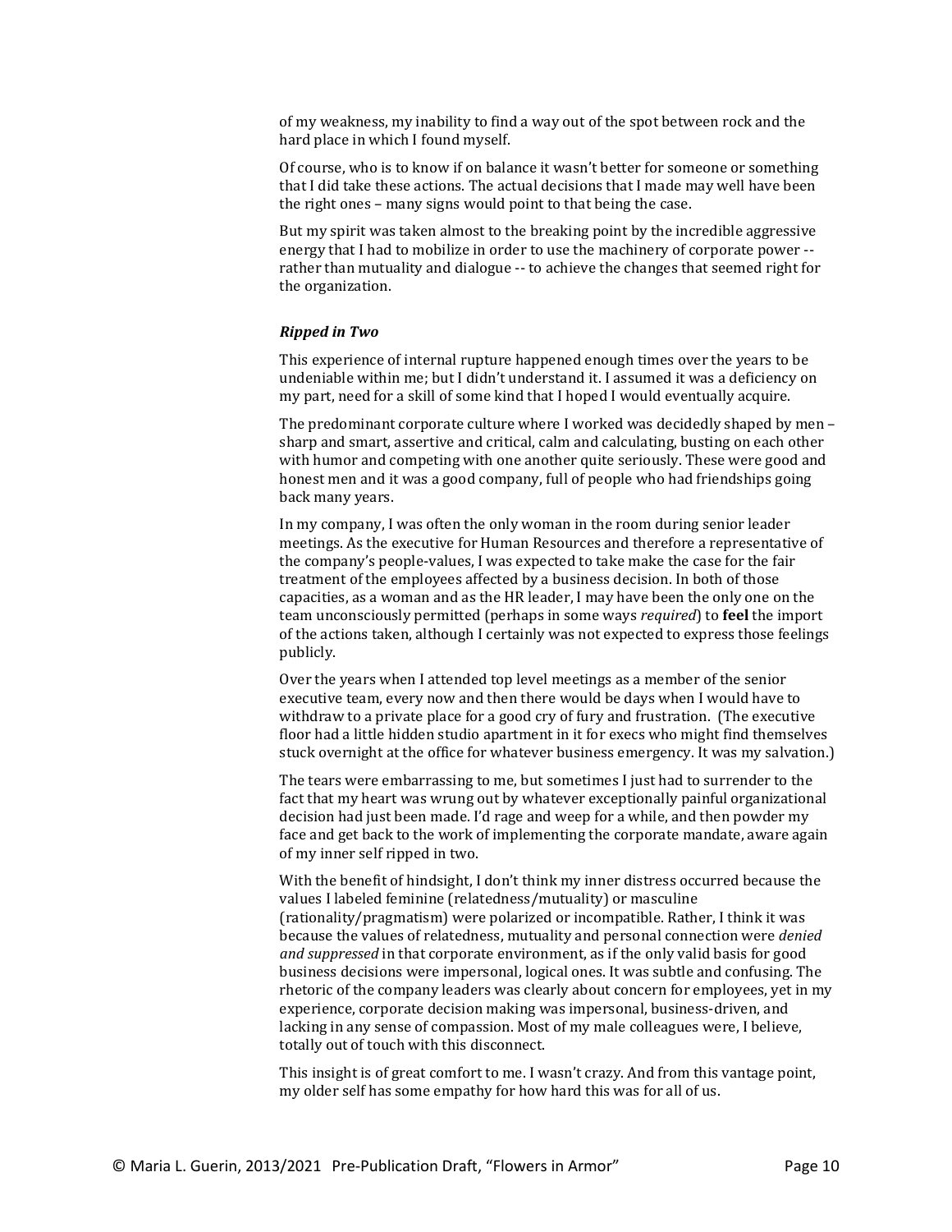of my weakness, my inability to find a way out of the spot between rock and the hard place in which I found myself.

Of course, who is to know if on balance it wasn't better for someone or something that I did take these actions. The actual decisions that I made may well have been the right ones – many signs would point to that being the case.

But my spirit was taken almost to the breaking point by the incredible aggressive energy that I had to mobilize in order to use the machinery of corporate power -- rather than mutuality and dialogue -- to achieve the changes that seemed right for the organization.

### ***Ripped in Two***

This experience of internal rupture happened enough times over the years to be undeniable within me; but I didn't understand it. I assumed it was a deficiency on my part, need for a skill of some kind that I hoped I would eventually acquire.

The predominant corporate culture where I worked was decidedly shaped by men – sharp and smart, assertive and critical, calm and calculating, busting on each other with humor and competing with one another quite seriously. These were good and honest men and it was a good company, full of people who had friendships going back many years.

In my company, I was often the only woman in the room during senior leader meetings. As the executive for Human Resources and therefore a representative of the company's people-values, I was expected to take make the case for the fair treatment of the employees affected by a business decision. In both of those capacities, as a woman and as the HR leader, I may have been the only one on the team unconsciously permitted (perhaps in some ways *required*) to **feel** the import of the actions taken, although I certainly was not expected to express those feelings publicly.

Over the years when I attended top level meetings as a member of the senior executive team, every now and then there would be days when I would have to withdraw to a private place for a good cry of fury and frustration. (The executive floor had a little hidden studio apartment in it for execs who might find themselves stuck overnight at the office for whatever business emergency. It was my salvation.)

The tears were embarrassing to me, but sometimes I just had to surrender to the fact that my heart was wrung out by whatever exceptionally painful organizational decision had just been made. I'd rage and weep for a while, and then powder my face and get back to the work of implementing the corporate mandate, aware again of my inner self ripped in two.

With the benefit of hindsight, I don't think my inner distress occurred because the values I labeled feminine (relatedness/mutuality) or masculine (rationality/pragmatism) were polarized or incompatible. Rather, I think it was because the values of relatedness, mutuality and personal connection were *denied and suppressed* in that corporate environment, as if the only valid basis for good business decisions were impersonal, logical ones. It was subtle and confusing. The rhetoric of the company leaders was clearly about concern for employees, yet in my experience, corporate decision making was impersonal, business-driven, and lacking in any sense of compassion. Most of my male colleagues were, I believe, totally out of touch with this disconnect.

This insight is of great comfort to me. I wasn't crazy. And from this vantage point, my older self has some empathy for how hard this was for all of us.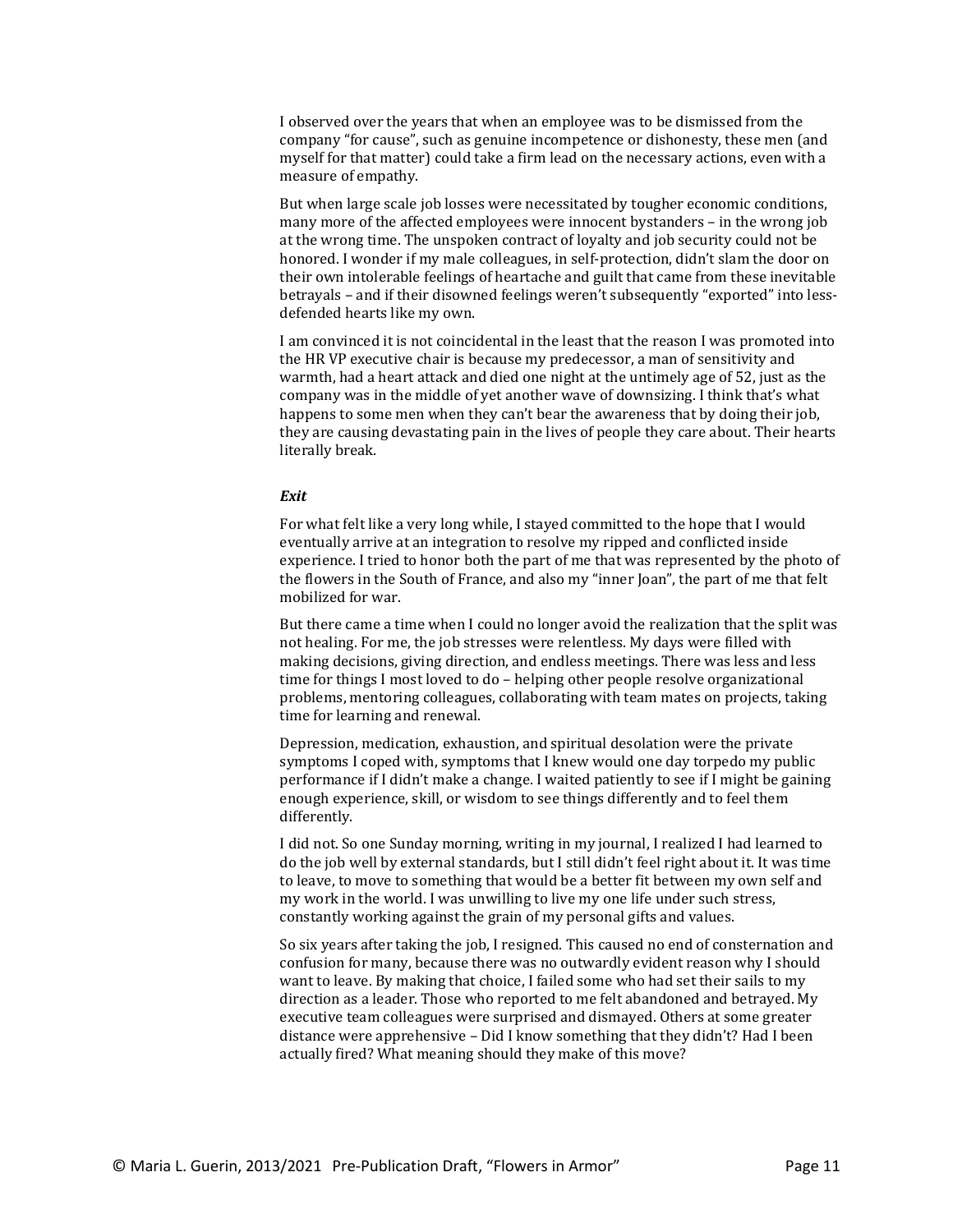I observed over the years that when an employee was to be dismissed from the company "for cause", such as genuine incompetence or dishonesty, these men (and myself for that matter) could take a firm lead on the necessary actions, even with a measure of empathy.

But when large scale job losses were necessitated by tougher economic conditions, many more of the affected employees were innocent bystanders – in the wrong job at the wrong time. The unspoken contract of loyalty and job security could not be honored. I wonder if my male colleagues, in self-protection, didn't slam the door on their own intolerable feelings of heartache and guilt that came from these inevitable betrayals – and if their disowned feelings weren't subsequently "exported" into less-defended hearts like my own.

I am convinced it is not coincidental in the least that the reason I was promoted into the HR VP executive chair is because my predecessor, a man of sensitivity and warmth, had a heart attack and died one night at the untimely age of 52, just as the company was in the middle of yet another wave of downsizing. I think that's what happens to some men when they can't bear the awareness that by doing their job, they are causing devastating pain in the lives of people they care about. Their hearts literally break.

***Exit***

For what felt like a very long while, I stayed committed to the hope that I would eventually arrive at an integration to resolve my ripped and conflicted inside experience. I tried to honor both the part of me that was represented by the photo of the flowers in the South of France, and also my "inner Joan", the part of me that felt mobilized for war.

But there came a time when I could no longer avoid the realization that the split was not healing. For me, the job stresses were relentless. My days were filled with making decisions, giving direction, and endless meetings. There was less and less time for things I most loved to do – helping other people resolve organizational problems, mentoring colleagues, collaborating with team mates on projects, taking time for learning and renewal.

Depression, medication, exhaustion, and spiritual desolation were the private symptoms I coped with, symptoms that I knew would one day torpedo my public performance if I didn't make a change. I waited patiently to see if I might be gaining enough experience, skill, or wisdom to see things differently and to feel them differently.

I did not. So one Sunday morning, writing in my journal, I realized I had learned to do the job well by external standards, but I still didn't feel right about it. It was time to leave, to move to something that would be a better fit between my own self and my work in the world. I was unwilling to live my one life under such stress, constantly working against the grain of my personal gifts and values.

So six years after taking the job, I resigned. This caused no end of consternation and confusion for many, because there was no outwardly evident reason why I should want to leave. By making that choice, I failed some who had set their sails to my direction as a leader. Those who reported to me felt abandoned and betrayed. My executive team colleagues were surprised and dismayed. Others at some greater distance were apprehensive – Did I know something that they didn't? Had I been actually fired? What meaning should they make of this move?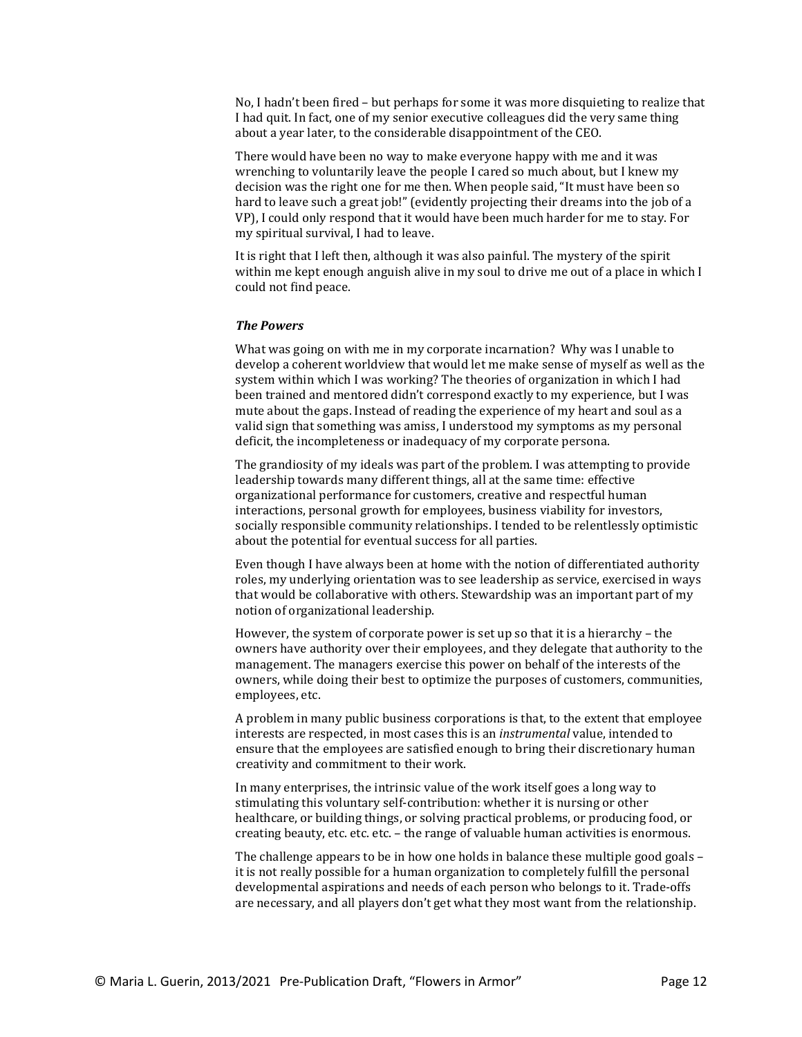No, I hadn't been fired – but perhaps for some it was more disquieting to realize that I had quit. In fact, one of my senior executive colleagues did the very same thing about a year later, to the considerable disappointment of the CEO.

There would have been no way to make everyone happy with me and it was wrenching to voluntarily leave the people I cared so much about, but I knew my decision was the right one for me then. When people said, "It must have been so hard to leave such a great job!" (evidently projecting their dreams into the job of a VP), I could only respond that it would have been much harder for me to stay. For my spiritual survival, I had to leave.

It is right that I left then, although it was also painful. The mystery of the spirit within me kept enough anguish alive in my soul to drive me out of a place in which I could not find peace.

### *The Powers*

What was going on with me in my corporate incarnation? Why was I unable to develop a coherent worldview that would let me make sense of myself as well as the system within which I was working? The theories of organization in which I had been trained and mentored didn't correspond exactly to my experience, but I was mute about the gaps. Instead of reading the experience of my heart and soul as a valid sign that something was amiss, I understood my symptoms as my personal deficit, the incompleteness or inadequacy of my corporate persona.

The grandiosity of my ideals was part of the problem. I was attempting to provide leadership towards many different things, all at the same time: effective organizational performance for customers, creative and respectful human interactions, personal growth for employees, business viability for investors, socially responsible community relationships. I tended to be relentlessly optimistic about the potential for eventual success for all parties.

Even though I have always been at home with the notion of differentiated authority roles, my underlying orientation was to see leadership as service, exercised in ways that would be collaborative with others. Stewardship was an important part of my notion of organizational leadership.

However, the system of corporate power is set up so that it is a hierarchy – the owners have authority over their employees, and they delegate that authority to the management. The managers exercise this power on behalf of the interests of the owners, while doing their best to optimize the purposes of customers, communities, employees, etc.

A problem in many public business corporations is that, to the extent that employee interests are respected, in most cases this is an *instrumental* value, intended to ensure that the employees are satisfied enough to bring their discretionary human creativity and commitment to their work.

In many enterprises, the intrinsic value of the work itself goes a long way to stimulating this voluntary self-contribution: whether it is nursing or other healthcare, or building things, or solving practical problems, or producing food, or creating beauty, etc. etc. etc. – the range of valuable human activities is enormous.

The challenge appears to be in how one holds in balance these multiple good goals – it is not really possible for a human organization to completely fulfill the personal developmental aspirations and needs of each person who belongs to it. Trade-offs are necessary, and all players don't get what they most want from the relationship.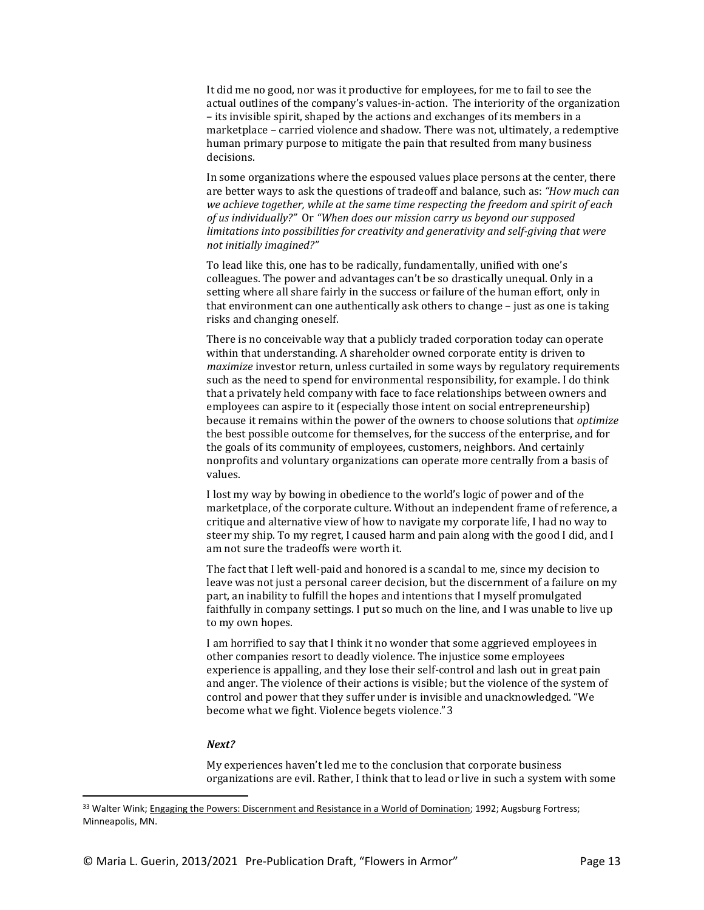It did me no good, nor was it productive for employees, for me to fail to see the actual outlines of the company's values-in-action. The interiority of the organization – its invisible spirit, shaped by the actions and exchanges of its members in a marketplace – carried violence and shadow. There was not, ultimately, a redemptive human primary purpose to mitigate the pain that resulted from many business decisions.

In some organizations where the espoused values place persons at the center, there are better ways to ask the questions of tradeoff and balance, such as: *"How much can we achieve together, while at the same time respecting the freedom and spirit of each of us individually?"* Or *"When does our mission carry us beyond our supposed limitations into possibilities for creativity and generativity and self-giving that were not initially imagined?"*

To lead like this, one has to be radically, fundamentally, unified with one's colleagues. The power and advantages can't be so drastically unequal. Only in a setting where all share fairly in the success or failure of the human effort, only in that environment can one authentically ask others to change – just as one is taking risks and changing oneself.

There is no conceivable way that a publicly traded corporation today can operate within that understanding. A shareholder owned corporate entity is driven to *maximize* investor return, unless curtailed in some ways by regulatory requirements such as the need to spend for environmental responsibility, for example. I do think that a privately held company with face to face relationships between owners and employees can aspire to it (especially those intent on social entrepreneurship) because it remains within the power of the owners to choose solutions that *optimize* the best possible outcome for themselves, for the success of the enterprise, and for the goals of its community of employees, customers, neighbors. And certainly nonprofits and voluntary organizations can operate more centrally from a basis of values.

I lost my way by bowing in obedience to the world's logic of power and of the marketplace, of the corporate culture. Without an independent frame of reference, a critique and alternative view of how to navigate my corporate life, I had no way to steer my ship. To my regret, I caused harm and pain along with the good I did, and I am not sure the tradeoffs were worth it.

The fact that I left well-paid and honored is a scandal to me, since my decision to leave was not just a personal career decision, but the discernment of a failure on my part, an inability to fulfill the hopes and intentions that I myself promulgated faithfully in company settings. I put so much on the line, and I was unable to live up to my own hopes.

I am horrified to say that I think it no wonder that some aggrieved employees in other companies resort to deadly violence. The injustice some employees experience is appalling, and they lose their self-control and lash out in great pain and anger. The violence of their actions is visible; but the violence of the system of control and power that they suffer under is invisible and unacknowledged. "We become what we fight. Violence begets violence." 3

***Next?***

My experiences haven't led me to the conclusion that corporate business organizations are evil. Rather, I think that to lead or live in such a system with some

---

[33] Walter Wink; Engaging the Powers: Discernment and Resistance in a World of Domination; 1992; Augsburg Fortress; Minneapolis, MN.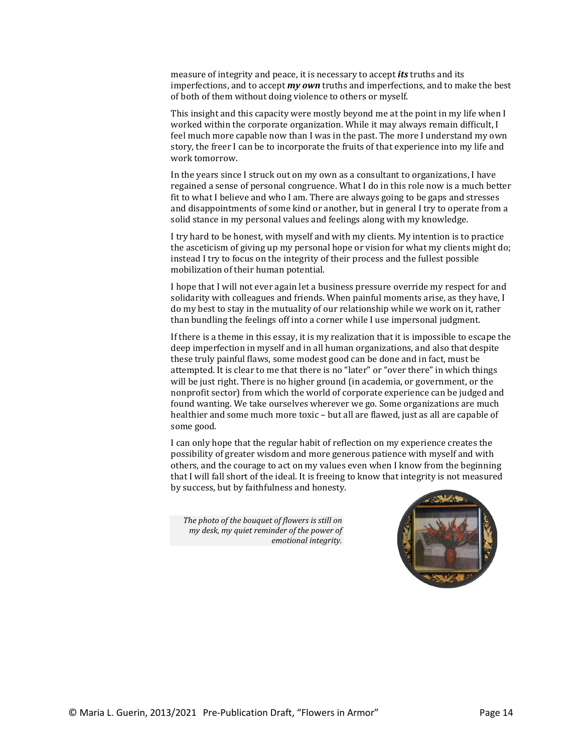measure of integrity and peace, it is necessary to accept ***its*** truths and its imperfections, and to accept ***my own*** truths and imperfections, and to make the best of both of them without doing violence to others or myself.

This insight and this capacity were mostly beyond me at the point in my life when I worked within the corporate organization. While it may always remain difficult, I feel much more capable now than I was in the past. The more I understand my own story, the freer I can be to incorporate the fruits of that experience into my life and work tomorrow.

In the years since I struck out on my own as a consultant to organizations, I have regained a sense of personal congruence. What I do in this role now is a much better fit to what I believe and who I am. There are always going to be gaps and stresses and disappointments of some kind or another, but in general I try to operate from a solid stance in my personal values and feelings along with my knowledge.

I try hard to be honest, with myself and with my clients. My intention is to practice the asceticism of giving up my personal hope or vision for what my clients might do; instead I try to focus on the integrity of their process and the fullest possible mobilization of their human potential.

I hope that I will not ever again let a business pressure override my respect for and solidarity with colleagues and friends. When painful moments arise, as they have, I do my best to stay in the mutuality of our relationship while we work on it, rather than bundling the feelings off into a corner while I use impersonal judgment.

If there is a theme in this essay, it is my realization that it is impossible to escape the deep imperfection in myself and in all human organizations, and also that despite these truly painful flaws, some modest good can be done and in fact, must be attempted. It is clear to me that there is no "later" or "over there" in which things will be just right. There is no higher ground (in academia, or government, or the nonprofit sector) from which the world of corporate experience can be judged and found wanting. We take ourselves wherever we go. Some organizations are much healthier and some much more toxic – but all are flawed, just as all are capable of some good.

I can only hope that the regular habit of reflection on my experience creates the possibility of greater wisdom and more generous patience with myself and with others, and the courage to act on my values even when I know from the beginning that I will fall short of the ideal. It is freeing to know that integrity is not measured by success, but by faithfulness and honesty.

*The photo of the bouquet of flowers is still on my desk, my quiet reminder of the power of emotional integrity.*